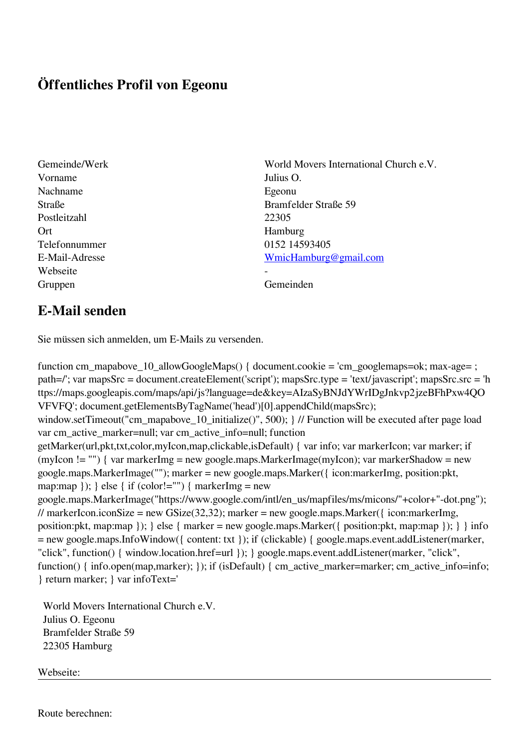# Öffentliches Profil von Egeonu

| | |
|---|---|
| Gemeinde/Werk | World Movers International Church e.V. |
| Vorname | Julius O. |
| Nachname | Egeonu |
| Straße | Bramfelder Straße 59 |
| Postleitzahl | 22305 |
| Ort | Hamburg |
| Telefonnummer | 0152 14593405 |
| E-Mail-Adresse | WmicHamburg@gmail.com |
| Webseite | - |
| Gruppen | Gemeinden |

## E-Mail senden

Sie müssen sich anmelden, um E-Mails zu versenden.

function cm_mapabove_10_allowGoogleMaps() { document.cookie = 'cm_googlemaps=ok; max-age= ; path=/'; var mapsSrc = document.createElement('script'); mapsSrc.type = 'text/javascript'; mapsSrc.src = 'https://maps.googleapis.com/maps/api/js?language=de&key=AIzaSyBNJdYWrIDgJnkvp2jzeBFhPxw4QOVFVFQ'; document.getElementsByTagName('head')[0].appendChild(mapsSrc); window.setTimeout("cm_mapabove_10_initialize()", 500); } // Function will be executed after page load var cm_active_marker=null; var cm_active_info=null; function getMarker(url,pkt,txt,color,myIcon,map,clickable,isDefault) { var info; var markerIcon; var marker; if (myIcon != "") { var markerImg = new google.maps.MarkerImage(myIcon); var markerShadow = new google.maps.MarkerImage(""); marker = new google.maps.Marker({ icon:markerImg, position:pkt, map:map }); } else { if (color!="") { markerImg = new google.maps.MarkerImage("https://www.google.com/intl/en_us/mapfiles/ms/micons/"+color+"-dot.png"); // markerIcon.iconSize = new GSize(32,32); marker = new google.maps.Marker({ icon:markerImg, position:pkt, map:map }); } else { marker = new google.maps.Marker({ position:pkt, map:map }); } } info = new google.maps.InfoWindow({ content: txt }); if (clickable) { google.maps.event.addListener(marker, "click", function() { window.location.href=url }); } google.maps.event.addListener(marker, "click", function() { info.open(map,marker); }); if (isDefault) { cm_active_marker=marker; cm_active_info=info; } return marker; } var infoText='

World Movers International Church e.V.
Julius O. Egeonu
Bramfelder Straße 59
22305 Hamburg

Webseite:

---

Route berechnen: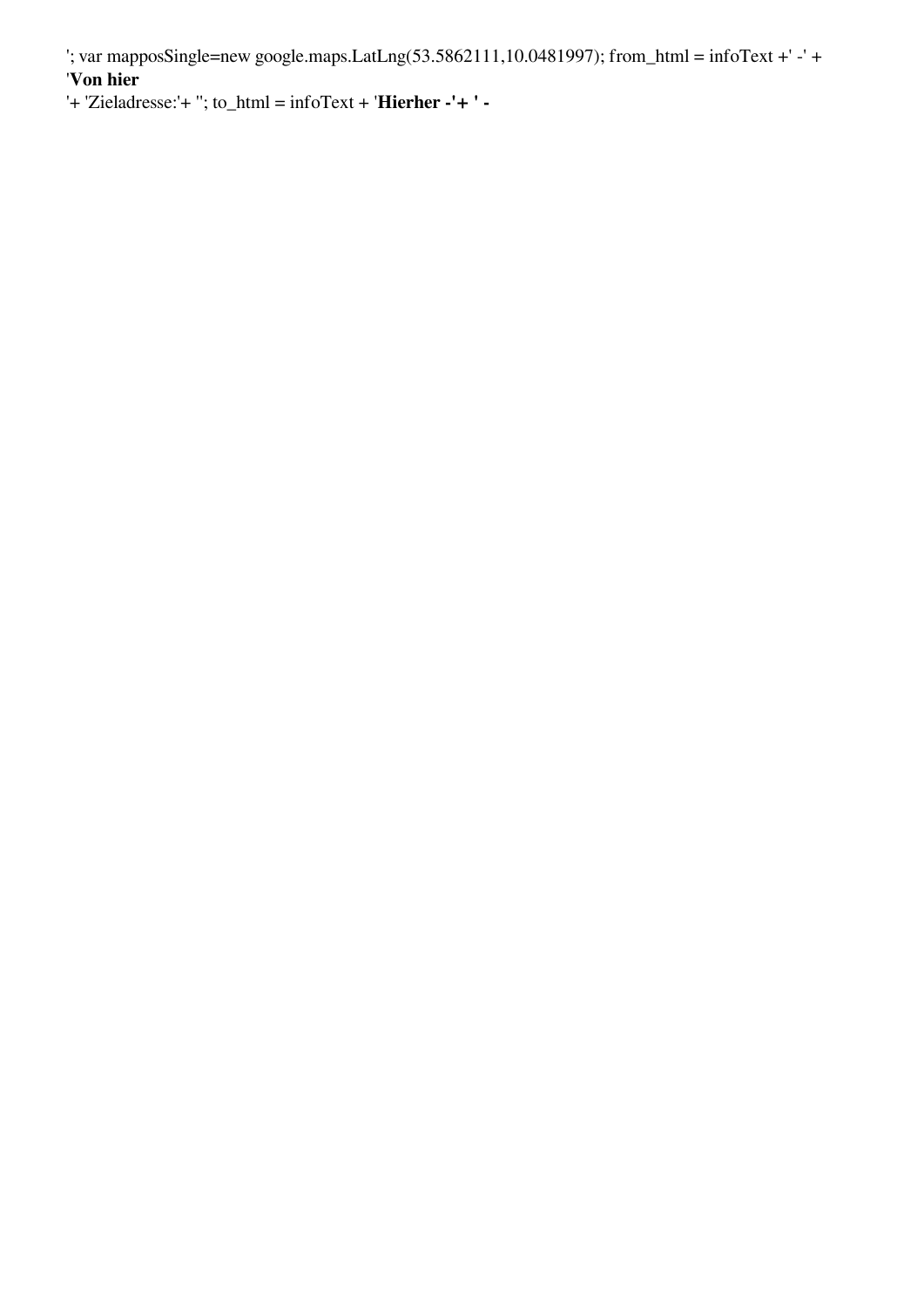'; var mapposSingle=new google.maps.LatLng(53.5862111,10.0481997); from_html = infoText +' -' +
'**Von hier**
'+ 'Zieladresse:'+ ''; to_html = infoText + '**Hierher -'+ ' -**